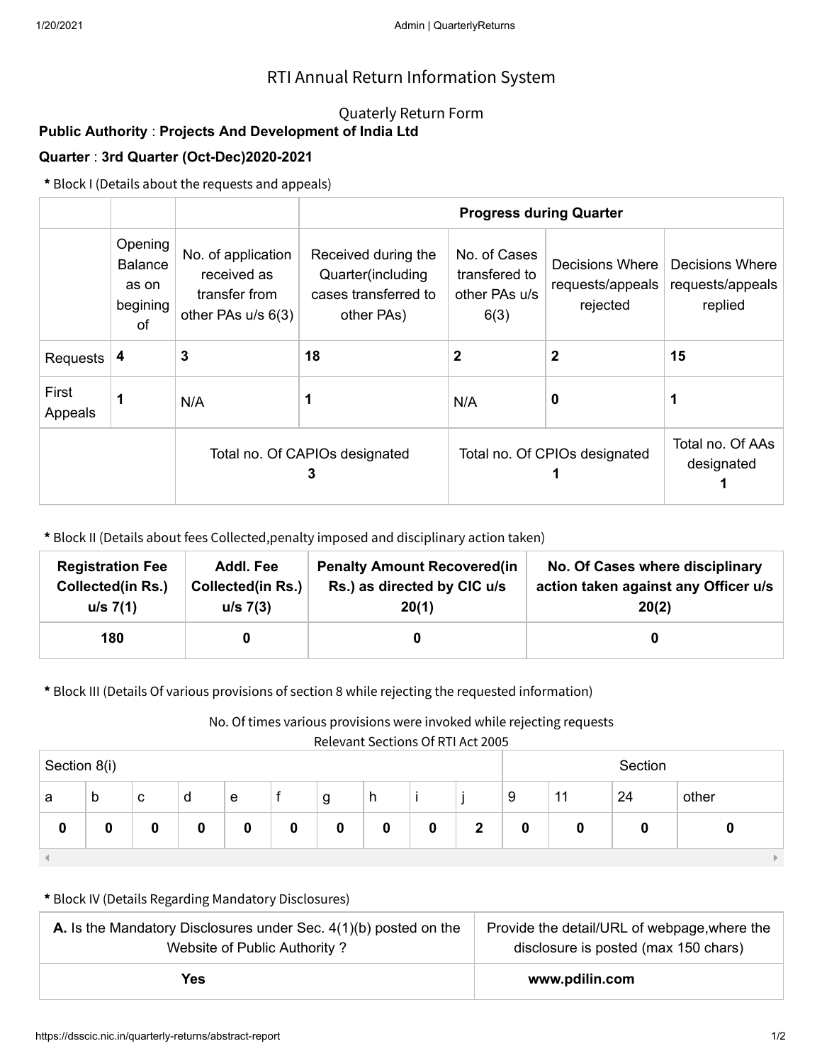# RTI Annual Return Information System

## Quaterly Return Form

**Public Authority** : **Projects And Development of India Ltd**

**Quarter** : **3rd Quarter (Oct-Dec)2020-2021**

**\*** Block I (Details about the requests and appeals)

| | | | Progress during Quarter | | | |
|---|---|---|---|---|---|---|
| | Opening Balance as on begining of | No. of application received as transfer from other PAs u/s 6(3) | Received during the Quarter(including cases transferred to other PAs) | No. of Cases transfered to other PAs u/s 6(3) | Decisions Where requests/appeals rejected | Decisions Where requests/appeals replied |
| Requests | **4** | **3** | **18** | **2** | **2** | **15** |
| First Appeals | **1** | N/A | **1** | N/A | **0** | **1** |
| | Total no. Of CAPIOs designated **3** | | | Total no. Of CPIOs designated **1** | | Total no. Of AAs designated **1** |

**\*** Block II (Details about fees Collected,penalty imposed and disciplinary action taken)

| Registration Fee Collected(in Rs.) u/s 7(1) | Addl. Fee Collected(in Rs.) u/s 7(3) | Penalty Amount Recovered(in Rs.) as directed by CIC u/s 20(1) | No. Of Cases where disciplinary action taken against any Officer u/s 20(2) |
|---|---|---|---|
| 180 | 0 | 0 | 0 |

**\*** Block III (Details Of various provisions of section 8 while rejecting the requested information)

No. Of times various provisions were invoked while rejecting requests

Relevant Sections Of RTI Act 2005

| Section 8(i) | | | | | | | | | | Section | | | |
|---|---|---|---|---|---|---|---|---|---|---|---|---|---|
| a | b | c | d | e | f | g | h | i | j | 9 | 11 | 24 | other |
| **0** | **0** | **0** | **0** | **0** | **0** | **0** | **0** | **0** | **2** | **0** | **0** | **0** | **0** |

**\*** Block IV (Details Regarding Mandatory Disclosures)

| **A.** Is the Mandatory Disclosures under Sec. 4(1)(b) posted on the Website of Public Authority ? | Provide the detail/URL of webpage,where the disclosure is posted (max 150 chars) |
|---|---|
| **Yes** | **www.pdilin.com** |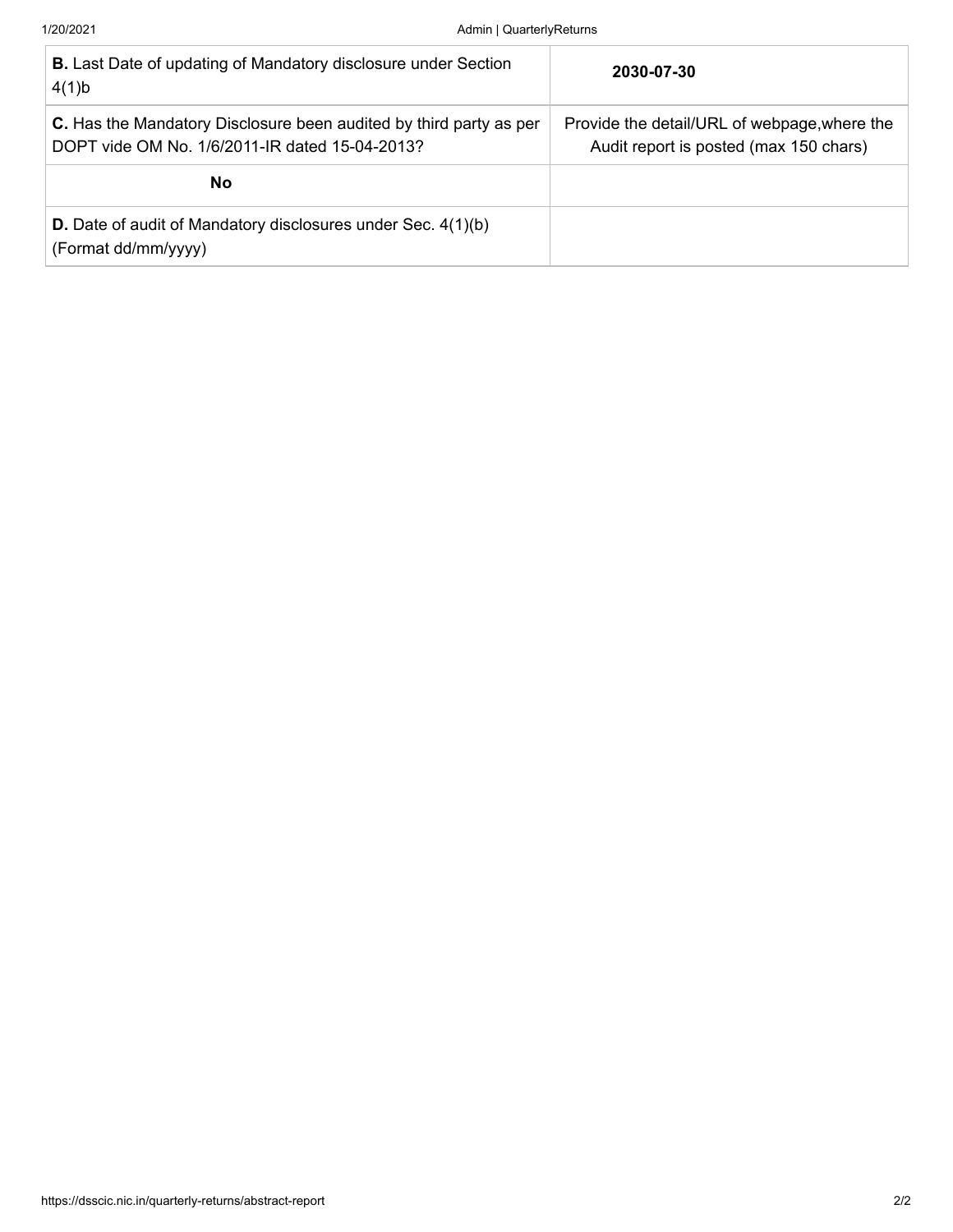| | |
| --- | --- |
| **B.** Last Date of updating of Mandatory disclosure under Section 4(1)b | **2030-07-30** |
| **C.** Has the Mandatory Disclosure been audited by third party as per DOPT vide OM No. 1/6/2011-IR dated 15-04-2013? | Provide the detail/URL of webpage,where the Audit report is posted (max 150 chars) |
| **No** | |
| **D.** Date of audit of Mandatory disclosures under Sec. 4(1)(b) (Format dd/mm/yyyy) | |